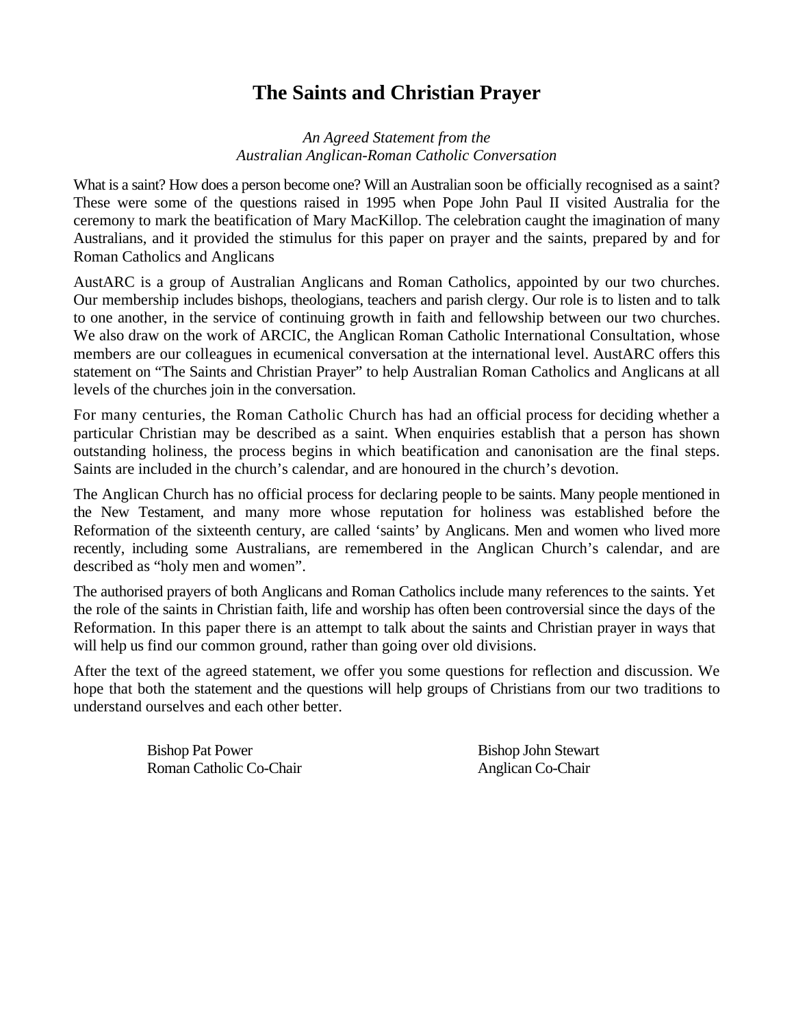# The Saints and Christian Prayer

*An Agreed Statement from the*
*Australian Anglican-Roman Catholic Conversation*

What is a saint? How does a person become one? Will an Australian soon be officially recognised as a saint? These were some of the questions raised in 1995 when Pope John Paul II visited Australia for the ceremony to mark the beatification of Mary MacKillop. The celebration caught the imagination of many Australians, and it provided the stimulus for this paper on prayer and the saints, prepared by and for Roman Catholics and Anglicans

AustARC is a group of Australian Anglicans and Roman Catholics, appointed by our two churches. Our membership includes bishops, theologians, teachers and parish clergy. Our role is to listen and to talk to one another, in the service of continuing growth in faith and fellowship between our two churches. We also draw on the work of ARCIC, the Anglican Roman Catholic International Consultation, whose members are our colleagues in ecumenical conversation at the international level. AustARC offers this statement on "The Saints and Christian Prayer" to help Australian Roman Catholics and Anglicans at all levels of the churches join in the conversation.

For many centuries, the Roman Catholic Church has had an official process for deciding whether a particular Christian may be described as a saint. When enquiries establish that a person has shown outstanding holiness, the process begins in which beatification and canonisation are the final steps. Saints are included in the church's calendar, and are honoured in the church's devotion.

The Anglican Church has no official process for declaring people to be saints. Many people mentioned in the New Testament, and many more whose reputation for holiness was established before the Reformation of the sixteenth century, are called 'saints' by Anglicans. Men and women who lived more recently, including some Australians, are remembered in the Anglican Church's calendar, and are described as "holy men and women".

The authorised prayers of both Anglicans and Roman Catholics include many references to the saints. Yet the role of the saints in Christian faith, life and worship has often been controversial since the days of the Reformation. In this paper there is an attempt to talk about the saints and Christian prayer in ways that will help us find our common ground, rather than going over old divisions.

After the text of the agreed statement, we offer you some questions for reflection and discussion. We hope that both the statement and the questions will help groups of Christians from our two traditions to understand ourselves and each other better.

Bishop Pat Power
Roman Catholic Co-Chair

Bishop John Stewart
Anglican Co-Chair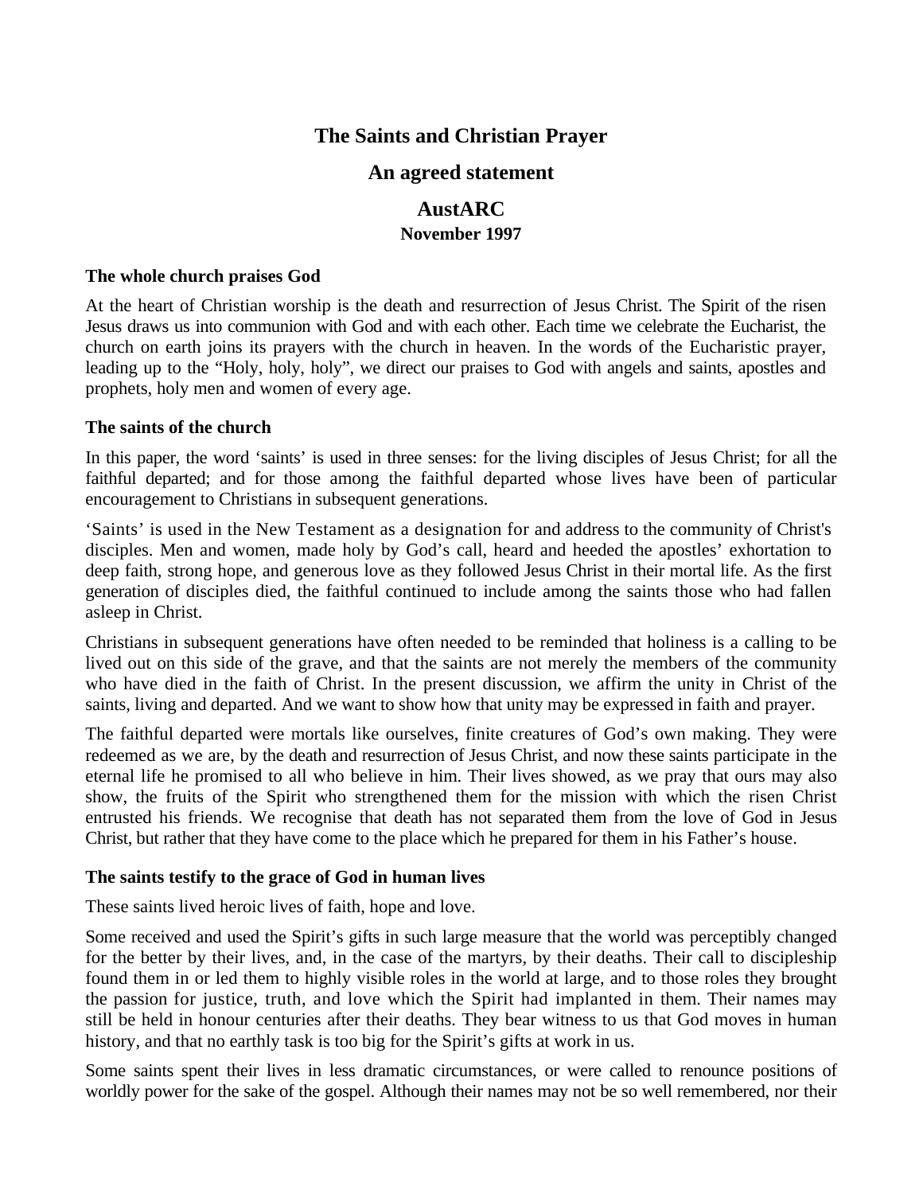# The Saints and Christian Prayer

## An agreed statement

## AustARC

### November 1997

**The whole church praises God**

At the heart of Christian worship is the death and resurrection of Jesus Christ. The Spirit of the risen Jesus draws us into communion with God and with each other. Each time we celebrate the Eucharist, the church on earth joins its prayers with the church in heaven. In the words of the Eucharistic prayer, leading up to the "Holy, holy, holy", we direct our praises to God with angels and saints, apostles and prophets, holy men and women of every age.

**The saints of the church**

In this paper, the word 'saints' is used in three senses: for the living disciples of Jesus Christ; for all the faithful departed; and for those among the faithful departed whose lives have been of particular encouragement to Christians in subsequent generations.

'Saints' is used in the New Testament as a designation for and address to the community of Christ's disciples. Men and women, made holy by God's call, heard and heeded the apostles' exhortation to deep faith, strong hope, and generous love as they followed Jesus Christ in their mortal life. As the first generation of disciples died, the faithful continued to include among the saints those who had fallen asleep in Christ.

Christians in subsequent generations have often needed to be reminded that holiness is a calling to be lived out on this side of the grave, and that the saints are not merely the members of the community who have died in the faith of Christ. In the present discussion, we affirm the unity in Christ of the saints, living and departed. And we want to show how that unity may be expressed in faith and prayer.

The faithful departed were mortals like ourselves, finite creatures of God's own making. They were redeemed as we are, by the death and resurrection of Jesus Christ, and now these saints participate in the eternal life he promised to all who believe in him. Their lives showed, as we pray that ours may also show, the fruits of the Spirit who strengthened them for the mission with which the risen Christ entrusted his friends. We recognise that death has not separated them from the love of God in Jesus Christ, but rather that they have come to the place which he prepared for them in his Father's house.

**The saints testify to the grace of God in human lives**

These saints lived heroic lives of faith, hope and love.

Some received and used the Spirit's gifts in such large measure that the world was perceptibly changed for the better by their lives, and, in the case of the martyrs, by their deaths. Their call to discipleship found them in or led them to highly visible roles in the world at large, and to those roles they brought the passion for justice, truth, and love which the Spirit had implanted in them. Their names may still be held in honour centuries after their deaths. They bear witness to us that God moves in human history, and that no earthly task is too big for the Spirit's gifts at work in us.

Some saints spent their lives in less dramatic circumstances, or were called to renounce positions of worldly power for the sake of the gospel. Although their names may not be so well remembered, nor their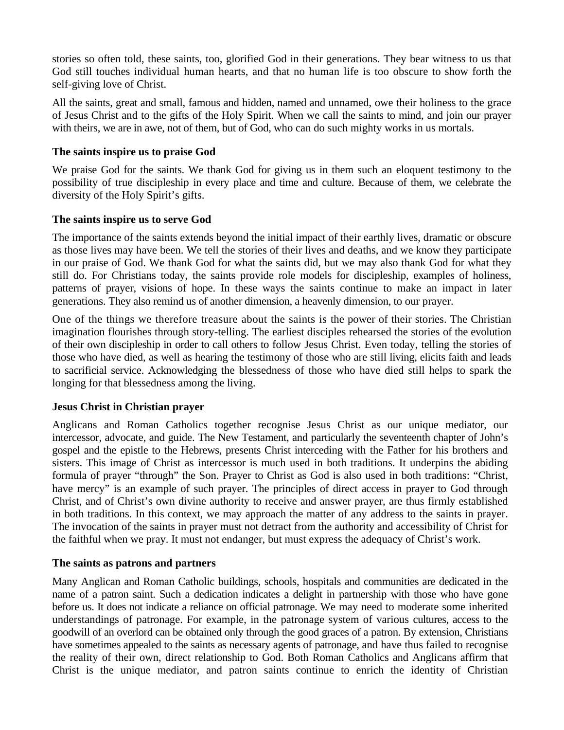stories so often told, these saints, too, glorified God in their generations. They bear witness to us that God still touches individual human hearts, and that no human life is too obscure to show forth the self-giving love of Christ.

All the saints, great and small, famous and hidden, named and unnamed, owe their holiness to the grace of Jesus Christ and to the gifts of the Holy Spirit. When we call the saints to mind, and join our prayer with theirs, we are in awe, not of them, but of God, who can do such mighty works in us mortals.

### The saints inspire us to praise God

We praise God for the saints. We thank God for giving us in them such an eloquent testimony to the possibility of true discipleship in every place and time and culture. Because of them, we celebrate the diversity of the Holy Spirit's gifts.

### The saints inspire us to serve God

The importance of the saints extends beyond the initial impact of their earthly lives, dramatic or obscure as those lives may have been. We tell the stories of their lives and deaths, and we know they participate in our praise of God. We thank God for what the saints did, but we may also thank God for what they still do. For Christians today, the saints provide role models for discipleship, examples of holiness, patterns of prayer, visions of hope. In these ways the saints continue to make an impact in later generations. They also remind us of another dimension, a heavenly dimension, to our prayer.

One of the things we therefore treasure about the saints is the power of their stories. The Christian imagination flourishes through story-telling. The earliest disciples rehearsed the stories of the evolution of their own discipleship in order to call others to follow Jesus Christ. Even today, telling the stories of those who have died, as well as hearing the testimony of those who are still living, elicits faith and leads to sacrificial service. Acknowledging the blessedness of those who have died still helps to spark the longing for that blessedness among the living.

### Jesus Christ in Christian prayer

Anglicans and Roman Catholics together recognise Jesus Christ as our unique mediator, our intercessor, advocate, and guide. The New Testament, and particularly the seventeenth chapter of John's gospel and the epistle to the Hebrews, presents Christ interceding with the Father for his brothers and sisters. This image of Christ as intercessor is much used in both traditions. It underpins the abiding formula of prayer "through" the Son. Prayer to Christ as God is also used in both traditions: "Christ, have mercy" is an example of such prayer. The principles of direct access in prayer to God through Christ, and of Christ's own divine authority to receive and answer prayer, are thus firmly established in both traditions. In this context, we may approach the matter of any address to the saints in prayer. The invocation of the saints in prayer must not detract from the authority and accessibility of Christ for the faithful when we pray. It must not endanger, but must express the adequacy of Christ's work.

### The saints as patrons and partners

Many Anglican and Roman Catholic buildings, schools, hospitals and communities are dedicated in the name of a patron saint. Such a dedication indicates a delight in partnership with those who have gone before us. It does not indicate a reliance on official patronage. We may need to moderate some inherited understandings of patronage. For example, in the patronage system of various cultures, access to the goodwill of an overlord can be obtained only through the good graces of a patron. By extension, Christians have sometimes appealed to the saints as necessary agents of patronage, and have thus failed to recognise the reality of their own, direct relationship to God. Both Roman Catholics and Anglicans affirm that Christ is the unique mediator, and patron saints continue to enrich the identity of Christian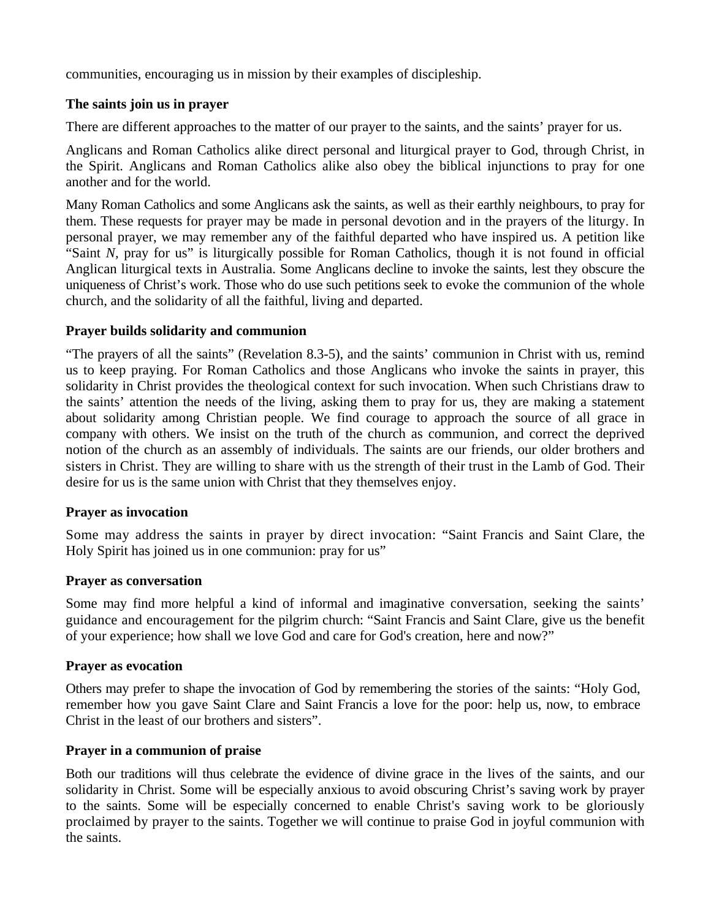communities, encouraging us in mission by their examples of discipleship.

**The saints join us in prayer**

There are different approaches to the matter of our prayer to the saints, and the saints' prayer for us.

Anglicans and Roman Catholics alike direct personal and liturgical prayer to God, through Christ, in the Spirit. Anglicans and Roman Catholics alike also obey the biblical injunctions to pray for one another and for the world.

Many Roman Catholics and some Anglicans ask the saints, as well as their earthly neighbours, to pray for them. These requests for prayer may be made in personal devotion and in the prayers of the liturgy. In personal prayer, we may remember any of the faithful departed who have inspired us. A petition like "Saint *N*, pray for us" is liturgically possible for Roman Catholics, though it is not found in official Anglican liturgical texts in Australia. Some Anglicans decline to invoke the saints, lest they obscure the uniqueness of Christ's work. Those who do use such petitions seek to evoke the communion of the whole church, and the solidarity of all the faithful, living and departed.

**Prayer builds solidarity and communion**

"The prayers of all the saints" (Revelation 8.3-5), and the saints' communion in Christ with us, remind us to keep praying. For Roman Catholics and those Anglicans who invoke the saints in prayer, this solidarity in Christ provides the theological context for such invocation. When such Christians draw to the saints' attention the needs of the living, asking them to pray for us, they are making a statement about solidarity among Christian people. We find courage to approach the source of all grace in company with others. We insist on the truth of the church as communion, and correct the deprived notion of the church as an assembly of individuals. The saints are our friends, our older brothers and sisters in Christ. They are willing to share with us the strength of their trust in the Lamb of God. Their desire for us is the same union with Christ that they themselves enjoy.

**Prayer as invocation**

Some may address the saints in prayer by direct invocation: "Saint Francis and Saint Clare, the Holy Spirit has joined us in one communion: pray for us"

**Prayer as conversation**

Some may find more helpful a kind of informal and imaginative conversation, seeking the saints' guidance and encouragement for the pilgrim church: "Saint Francis and Saint Clare, give us the benefit of your experience; how shall we love God and care for God's creation, here and now?"

**Prayer as evocation**

Others may prefer to shape the invocation of God by remembering the stories of the saints: "Holy God, remember how you gave Saint Clare and Saint Francis a love for the poor: help us, now, to embrace Christ in the least of our brothers and sisters".

**Prayer in a communion of praise**

Both our traditions will thus celebrate the evidence of divine grace in the lives of the saints, and our solidarity in Christ. Some will be especially anxious to avoid obscuring Christ's saving work by prayer to the saints. Some will be especially concerned to enable Christ's saving work to be gloriously proclaimed by prayer to the saints. Together we will continue to praise God in joyful communion with the saints.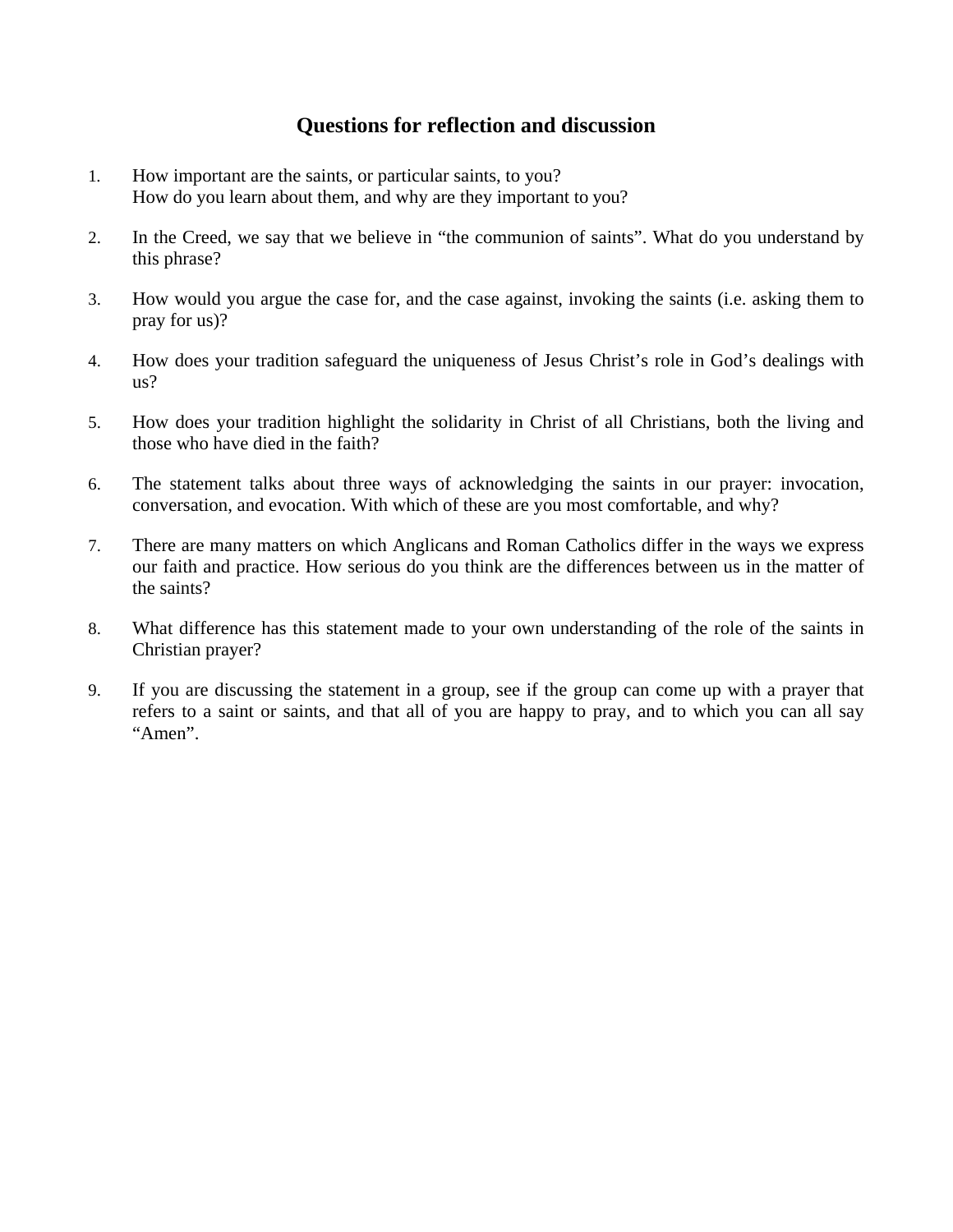## Questions for reflection and discussion

1. How important are the saints, or particular saints, to you?
   How do you learn about them, and why are they important to you?

2. In the Creed, we say that we believe in "the communion of saints". What do you understand by this phrase?

3. How would you argue the case for, and the case against, invoking the saints (i.e. asking them to pray for us)?

4. How does your tradition safeguard the uniqueness of Jesus Christ's role in God's dealings with us?

5. How does your tradition highlight the solidarity in Christ of all Christians, both the living and those who have died in the faith?

6. The statement talks about three ways of acknowledging the saints in our prayer: invocation, conversation, and evocation. With which of these are you most comfortable, and why?

7. There are many matters on which Anglicans and Roman Catholics differ in the ways we express our faith and practice. How serious do you think are the differences between us in the matter of the saints?

8. What difference has this statement made to your own understanding of the role of the saints in Christian prayer?

9. If you are discussing the statement in a group, see if the group can come up with a prayer that refers to a saint or saints, and that all of you are happy to pray, and to which you can all say "Amen".